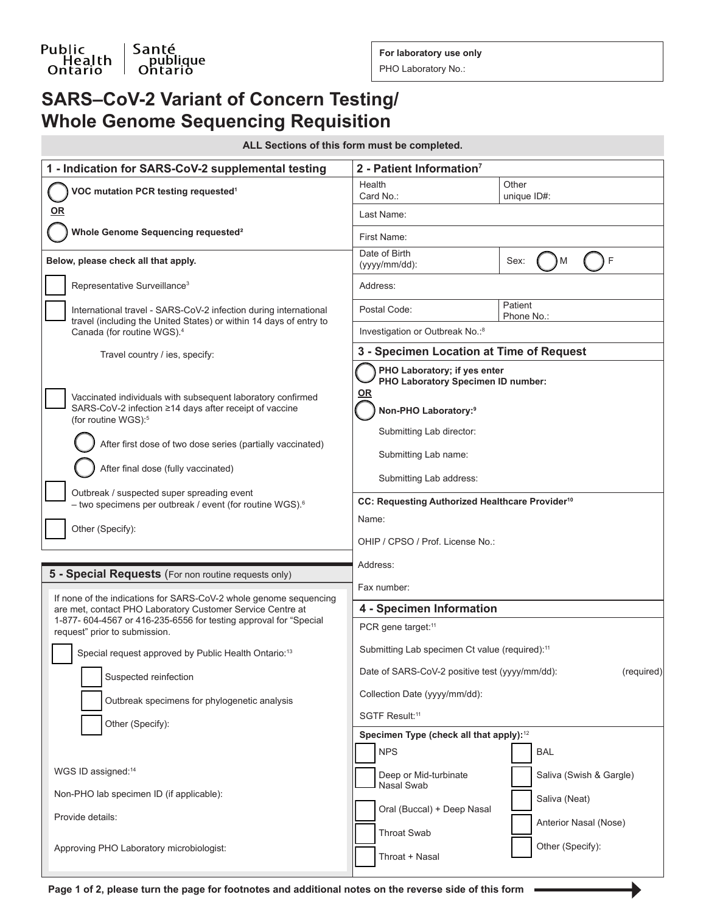Public Health Ontario | Santé publique Ontario

**For laboratory use only**

PHO Laboratory No.:

# SARS–CoV-2 Variant of Concern Testing/ Whole Genome Sequencing Requisition

**ALL Sections of this form must be completed.**

## 1 - Indication for SARS-CoV-2 supplemental testing

◯ **VOC mutation PCR testing requested**[1]

**OR**

◯ **Whole Genome Sequencing requested**[2]

**Below, please check all that apply.**

☐ Representative Surveillance[3]

☐ International travel - SARS-CoV-2 infection during international travel (including the United States) or within 14 days of entry to Canada (for routine WGS).[4]

Travel country / ies, specify:

☐ Vaccinated individuals with subsequent laboratory confirmed SARS-CoV-2 infection ≥14 days after receipt of vaccine (for routine WGS):[5]

◯ After first dose of two dose series (partially vaccinated)

◯ After final dose (fully vaccinated)

☐ Outbreak / suspected super spreading event – two specimens per outbreak / event (for routine WGS).[6]

☐ Other (Specify):

## 2 - Patient Information[7]

| Health Card No.: | Other unique ID#: |
|---|---|
| Last Name: | |
| First Name: | |
| Date of Birth (yyyy/mm/dd): | Sex: ◯ M ◯ F |
| Address: | |
| Postal Code: | Patient Phone No.: |
| Investigation or Outbreak No.:[8] | |

## 3 - Specimen Location at Time of Request

◯ **PHO Laboratory; if yes enter PHO Laboratory Specimen ID number:**

**OR**

◯ **Non-PHO Laboratory:**[9]

Submitting Lab director:

Submitting Lab name:

Submitting Lab address:

**CC: Requesting Authorized Healthcare Provider**[10]

Name:

OHIP / CPSO / Prof. License No.:

Address:

Fax number:

## 4 - Specimen Information

PCR gene target:[11]

Submitting Lab specimen Ct value (required):[11]

Date of SARS-CoV-2 positive test (yyyy/mm/dd): (required)

Collection Date (yyyy/mm/dd):

SGTF Result:[11]

**Specimen Type (check all that apply):**[12]

☐ NPS

☐ Deep or Mid-turbinate Nasal Swab

☐ Oral (Buccal) + Deep Nasal

☐ Throat Swab

☐ Throat + Nasal

☐ BAL

☐ Saliva (Swish & Gargle)

☐ Saliva (Neat)

☐ Anterior Nasal (Nose)

☐ Other (Specify):

## 5 - Special Requests (For non routine requests only)

If none of the indications for SARS-CoV-2 whole genome sequencing are met, contact PHO Laboratory Customer Service Centre at 1-877- 604-4567 or 416-235-6556 for testing approval for "Special request" prior to submission.

☐ Special request approved by Public Health Ontario:[13]

☐ Suspected reinfection

☐ Outbreak specimens for phylogenetic analysis

☐ Other (Specify):

WGS ID assigned:[14]

Non-PHO lab specimen ID (if applicable):

Provide details:

Approving PHO Laboratory microbiologist:

**Page 1 of 2, please turn the page for footnotes and additional notes on the reverse side of this form**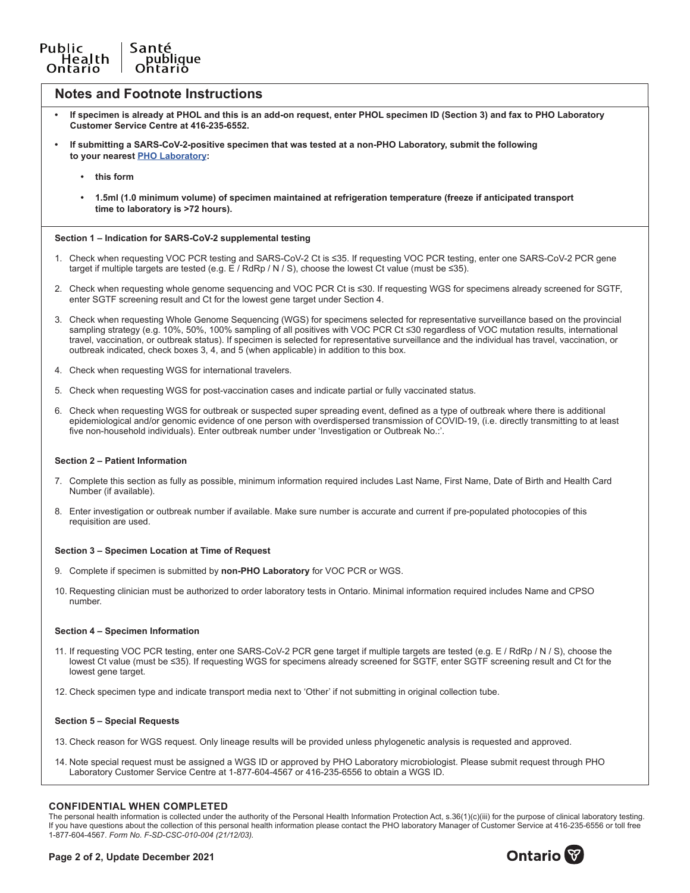## Notes and Footnote Instructions

- **If specimen is already at PHOL and this is an add-on request, enter PHOL specimen ID (Section 3) and fax to PHO Laboratory Customer Service Centre at 416-235-6552.**
- **If submitting a SARS-CoV-2-positive specimen that was tested at a non-PHO Laboratory, submit the following to your nearest PHO Laboratory:**
    - **this form**
    - **1.5ml (1.0 minimum volume) of specimen maintained at refrigeration temperature (freeze if anticipated transport time to laboratory is >72 hours).**

#### Section 1 – Indication for SARS-CoV-2 supplemental testing

1. Check when requesting VOC PCR testing and SARS-CoV-2 Ct is ≤35. If requesting VOC PCR testing, enter one SARS-CoV-2 PCR gene target if multiple targets are tested (e.g. E / RdRp / N / S), choose the lowest Ct value (must be ≤35).
2. Check when requesting whole genome sequencing and VOC PCR Ct is ≤30. If requesting WGS for specimens already screened for SGTF, enter SGTF screening result and Ct for the lowest gene target under Section 4.
3. Check when requesting Whole Genome Sequencing (WGS) for specimens selected for representative surveillance based on the provincial sampling strategy (e.g. 10%, 50%, 100% sampling of all positives with VOC PCR Ct ≤30 regardless of VOC mutation results, international travel, vaccination, or outbreak status). If specimen is selected for representative surveillance and the individual has travel, vaccination, or outbreak indicated, check boxes 3, 4, and 5 (when applicable) in addition to this box.
4. Check when requesting WGS for international travelers.
5. Check when requesting WGS for post-vaccination cases and indicate partial or fully vaccinated status.
6. Check when requesting WGS for outbreak or suspected super spreading event, defined as a type of outbreak where there is additional epidemiological and/or genomic evidence of one person with overdispersed transmission of COVID-19, (i.e. directly transmitting to at least five non-household individuals). Enter outbreak number under 'Investigation or Outbreak No.:'.

#### Section 2 – Patient Information

7. Complete this section as fully as possible, minimum information required includes Last Name, First Name, Date of Birth and Health Card Number (if available).
8. Enter investigation or outbreak number if available. Make sure number is accurate and current if pre-populated photocopies of this requisition are used.

#### Section 3 – Specimen Location at Time of Request

9. Complete if specimen is submitted by **non-PHO Laboratory** for VOC PCR or WGS.
10. Requesting clinician must be authorized to order laboratory tests in Ontario. Minimal information required includes Name and CPSO number.

#### Section 4 – Specimen Information

11. If requesting VOC PCR testing, enter one SARS-CoV-2 PCR gene target if multiple targets are tested (e.g. E / RdRp / N / S), choose the lowest Ct value (must be ≤35). If requesting WGS for specimens already screened for SGTF, enter SGTF screening result and Ct for the lowest gene target.
12. Check specimen type and indicate transport media next to 'Other' if not submitting in original collection tube.

#### Section 5 – Special Requests

13. Check reason for WGS request. Only lineage results will be provided unless phylogenetic analysis is requested and approved.
14. Note special request must be assigned a WGS ID or approved by PHO Laboratory microbiologist. Please submit request through PHO Laboratory Customer Service Centre at 1-877-604-4567 or 416-235-6556 to obtain a WGS ID.

**CONFIDENTIAL WHEN COMPLETED**

The personal health information is collected under the authority of the Personal Health Information Protection Act, s.36(1)(c)(iii) for the purpose of clinical laboratory testing. If you have questions about the collection of this personal health information please contact the PHO laboratory Manager of Customer Service at 416-235-6556 or toll free 1-877-604-4567. *Form No. F-SD-CSC-010-004 (21/12/03).*

**Update December 2021**